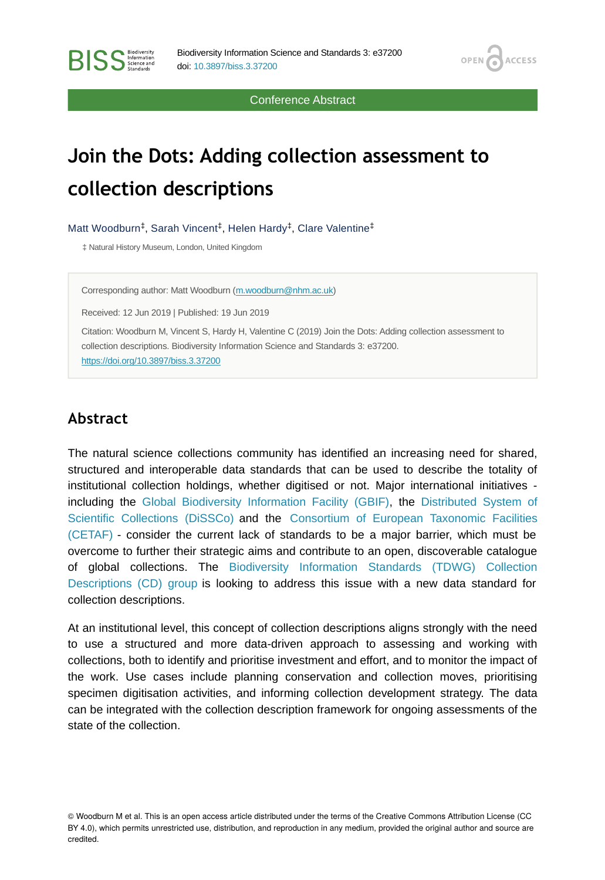Conference Abstract

# Join the Dots: Adding collection assessment to collection descriptions

Matt Woodburn[‡], Sarah Vincent[‡], Helen Hardy[‡], Clare Valentine[‡]

‡ Natural History Museum, London, United Kingdom

Corresponding author: Matt Woodburn (m.woodburn@nhm.ac.uk)

Received: 12 Jun 2019 | Published: 19 Jun 2019

Citation: Woodburn M, Vincent S, Hardy H, Valentine C (2019) Join the Dots: Adding collection assessment to collection descriptions. Biodiversity Information Science and Standards 3: e37200. https://doi.org/10.3897/biss.3.37200

## Abstract

The natural science collections community has identified an increasing need for shared, structured and interoperable data standards that can be used to describe the totality of institutional collection holdings, whether digitised or not. Major international initiatives - including the Global Biodiversity Information Facility (GBIF), the Distributed System of Scientific Collections (DiSSCo) and the Consortium of European Taxonomic Facilities (CETAF) - consider the current lack of standards to be a major barrier, which must be overcome to further their strategic aims and contribute to an open, discoverable catalogue of global collections. The Biodiversity Information Standards (TDWG) Collection Descriptions (CD) group is looking to address this issue with a new data standard for collection descriptions.

At an institutional level, this concept of collection descriptions aligns strongly with the need to use a structured and more data-driven approach to assessing and working with collections, both to identify and prioritise investment and effort, and to monitor the impact of the work. Use cases include planning conservation and collection moves, prioritising specimen digitisation activities, and informing collection development strategy. The data can be integrated with the collection description framework for ongoing assessments of the state of the collection.

© Woodburn M et al. This is an open access article distributed under the terms of the Creative Commons Attribution License (CC BY 4.0), which permits unrestricted use, distribution, and reproduction in any medium, provided the original author and source are credited.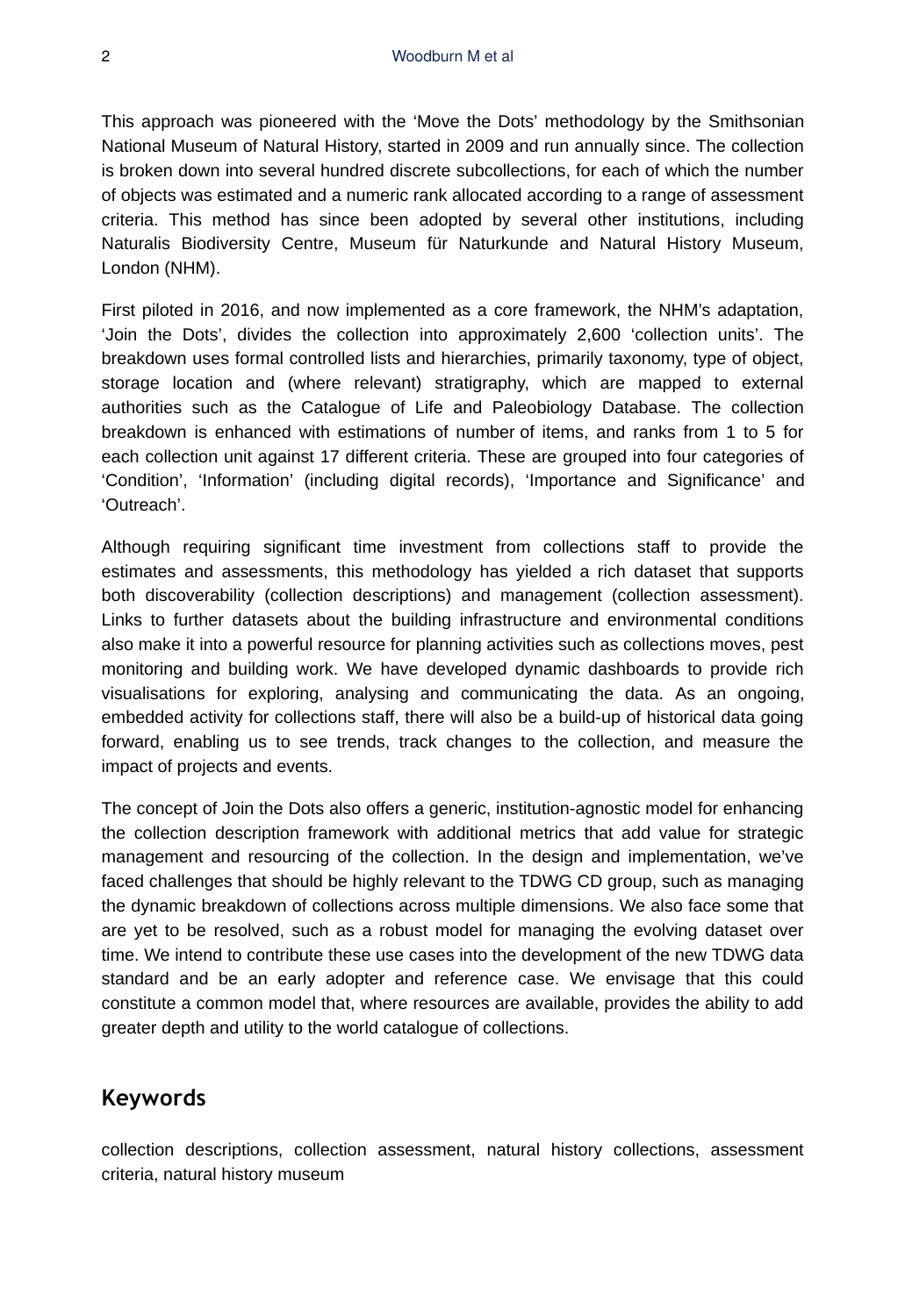This approach was pioneered with the 'Move the Dots' methodology by the Smithsonian National Museum of Natural History, started in 2009 and run annually since. The collection is broken down into several hundred discrete subcollections, for each of which the number of objects was estimated and a numeric rank allocated according to a range of assessment criteria. This method has since been adopted by several other institutions, including Naturalis Biodiversity Centre, Museum für Naturkunde and Natural History Museum, London (NHM).

First piloted in 2016, and now implemented as a core framework, the NHM's adaptation, 'Join the Dots', divides the collection into approximately 2,600 'collection units'. The breakdown uses formal controlled lists and hierarchies, primarily taxonomy, type of object, storage location and (where relevant) stratigraphy, which are mapped to external authorities such as the Catalogue of Life and Paleobiology Database. The collection breakdown is enhanced with estimations of number of items, and ranks from 1 to 5 for each collection unit against 17 different criteria. These are grouped into four categories of 'Condition', 'Information' (including digital records), 'Importance and Significance' and 'Outreach'.

Although requiring significant time investment from collections staff to provide the estimates and assessments, this methodology has yielded a rich dataset that supports both discoverability (collection descriptions) and management (collection assessment). Links to further datasets about the building infrastructure and environmental conditions also make it into a powerful resource for planning activities such as collections moves, pest monitoring and building work. We have developed dynamic dashboards to provide rich visualisations for exploring, analysing and communicating the data. As an ongoing, embedded activity for collections staff, there will also be a build-up of historical data going forward, enabling us to see trends, track changes to the collection, and measure the impact of projects and events.

The concept of Join the Dots also offers a generic, institution-agnostic model for enhancing the collection description framework with additional metrics that add value for strategic management and resourcing of the collection. In the design and implementation, we've faced challenges that should be highly relevant to the TDWG CD group, such as managing the dynamic breakdown of collections across multiple dimensions. We also face some that are yet to be resolved, such as a robust model for managing the evolving dataset over time. We intend to contribute these use cases into the development of the new TDWG data standard and be an early adopter and reference case. We envisage that this could constitute a common model that, where resources are available, provides the ability to add greater depth and utility to the world catalogue of collections.

## Keywords

collection descriptions, collection assessment, natural history collections, assessment criteria, natural history museum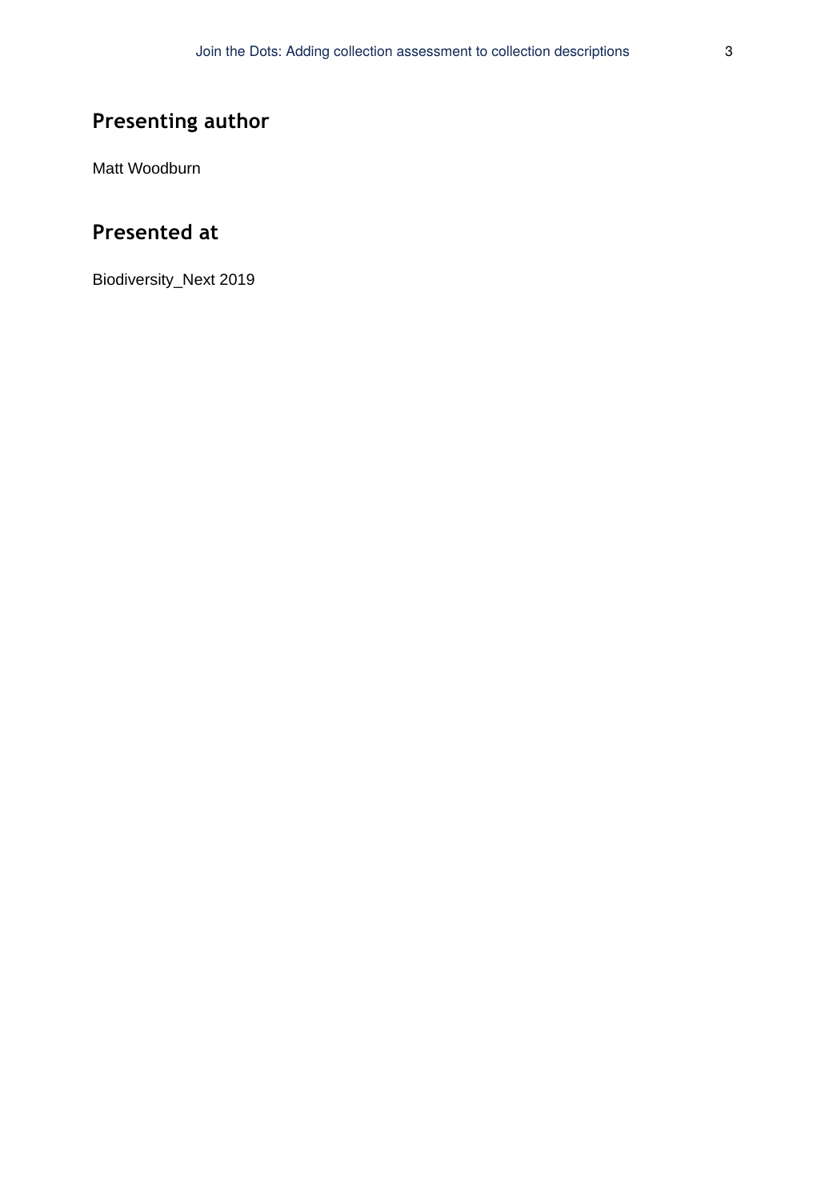## Presenting author

Matt Woodburn

## Presented at

Biodiversity_Next 2019